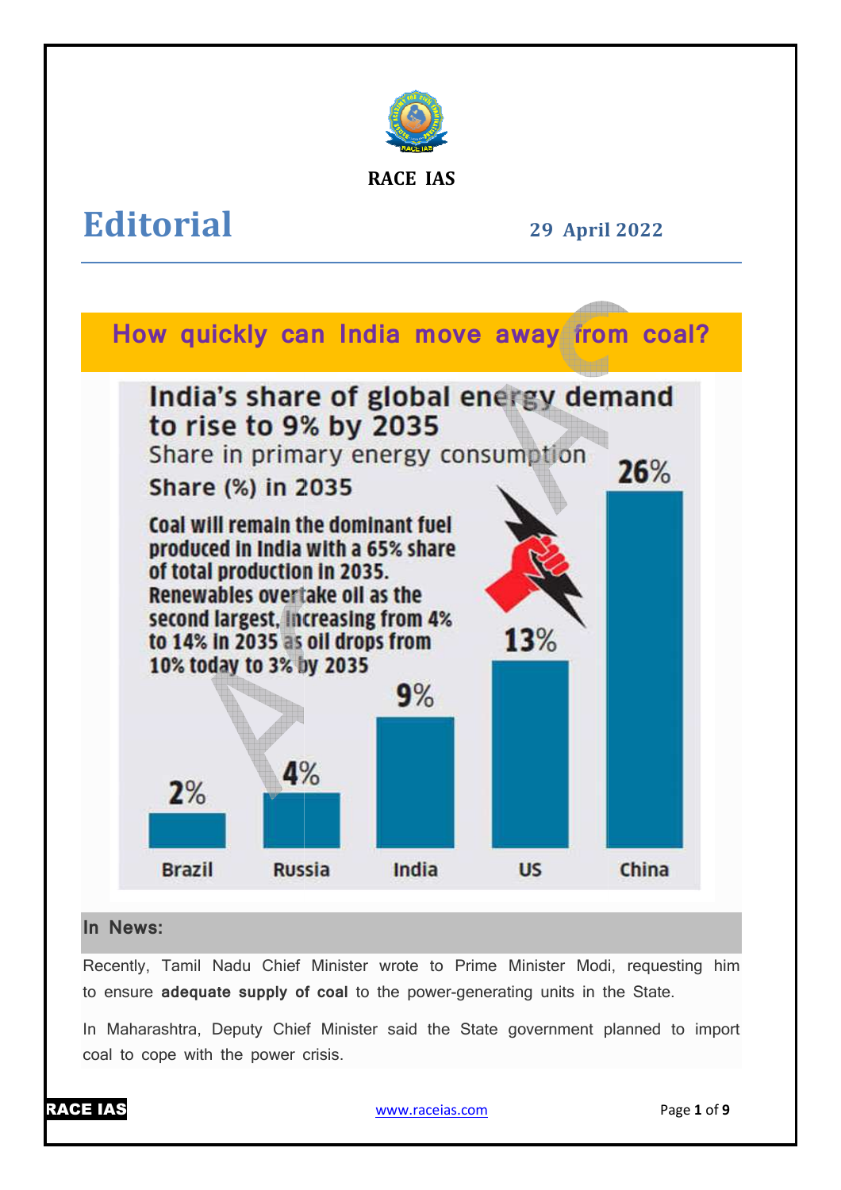RACE IAS

# Editorial

**29 April 2022**

## How quickly can India move away from coal?

**India's share of global energy demand to rise to 9% by 2035**

Share in primary energy consumption

**Share (%) in 2035**

**Coal will remain the dominant fuel produced in India with a 65% share of total production in 2035. Renewables overtake oil as the second largest, increasing from 4% to 14% in 2035 as oil drops from 10% today to 3% by 2035**

| Country | Share (%) in 2035 |
|---|---|
| Brazil | 2% |
| Russia | 4% |
| India | 9% |
| US | 13% |
| China | 26% |

### In News:

Recently, Tamil Nadu Chief Minister wrote to Prime Minister Modi, requesting him to ensure **adequate supply of coal** to the power-generating units in the State.

In Maharashtra, Deputy Chief Minister said the State government planned to import coal to cope with the power crisis.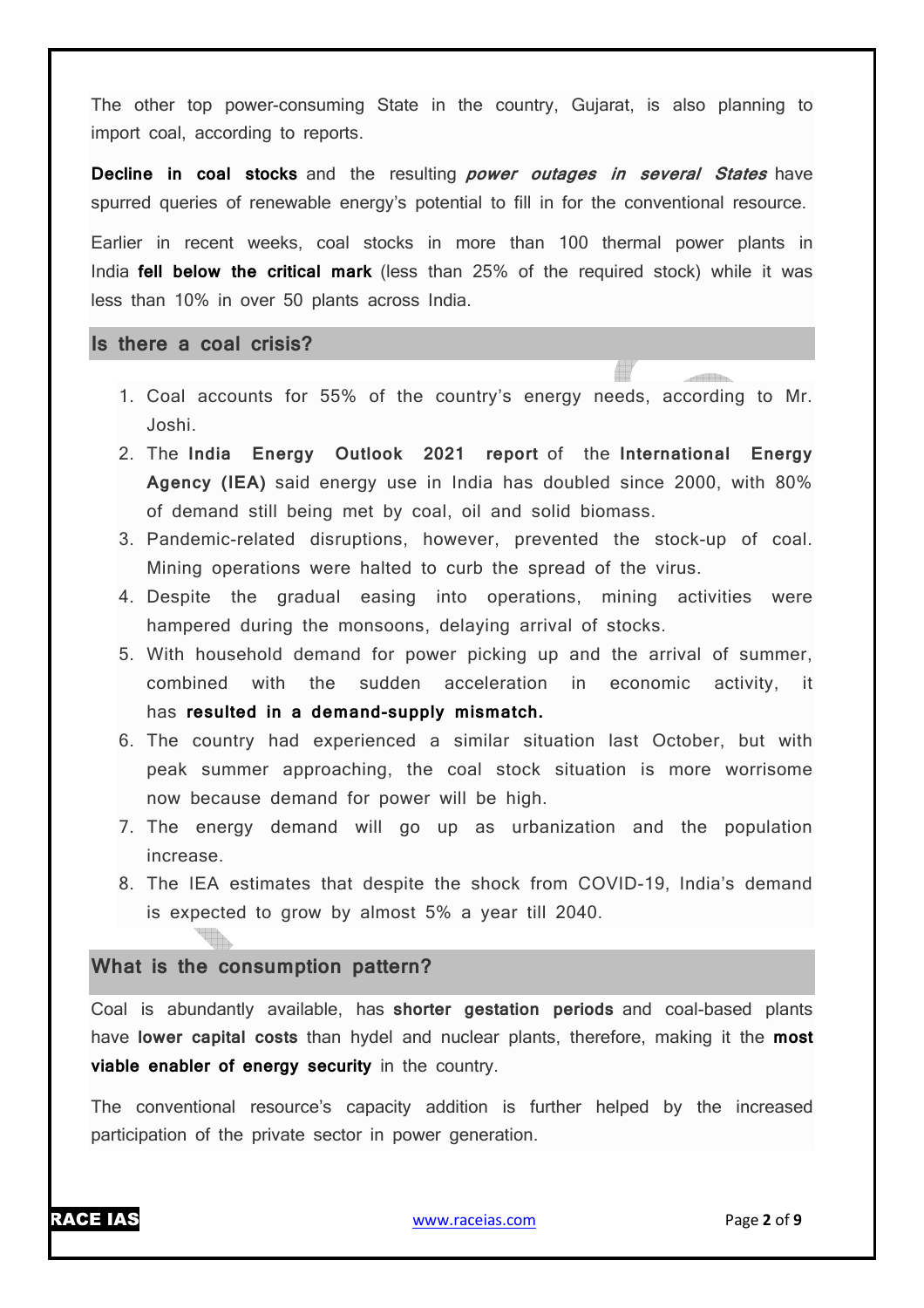The other top power-consuming State in the country, Gujarat, is also planning to import coal, according to reports.

**Decline in coal stocks** and the resulting ***power outages in several States*** have spurred queries of renewable energy's potential to fill in for the conventional resource.

Earlier in recent weeks, coal stocks in more than 100 thermal power plants in India **fell below the critical mark** (less than 25% of the required stock) while it was less than 10% in over 50 plants across India.

## Is there a coal crisis?

1. Coal accounts for 55% of the country's energy needs, according to Mr. Joshi.
2. The **India Energy Outlook 2021 report** of the **International Energy Agency (IEA)** said energy use in India has doubled since 2000, with 80% of demand still being met by coal, oil and solid biomass.
3. Pandemic-related disruptions, however, prevented the stock-up of coal. Mining operations were halted to curb the spread of the virus.
4. Despite the gradual easing into operations, mining activities were hampered during the monsoons, delaying arrival of stocks.
5. With household demand for power picking up and the arrival of summer, combined with the sudden acceleration in economic activity, it has **resulted in a demand-supply mismatch.**
6. The country had experienced a similar situation last October, but with peak summer approaching, the coal stock situation is more worrisome now because demand for power will be high.
7. The energy demand will go up as urbanization and the population increase.
8. The IEA estimates that despite the shock from COVID-19, India's demand is expected to grow by almost 5% a year till 2040.

## What is the consumption pattern?

Coal is abundantly available, has **shorter gestation periods** and coal-based plants have **lower capital costs** than hydel and nuclear plants, therefore, making it the **most viable enabler of energy security** in the country.

The conventional resource's capacity addition is further helped by the increased participation of the private sector in power generation.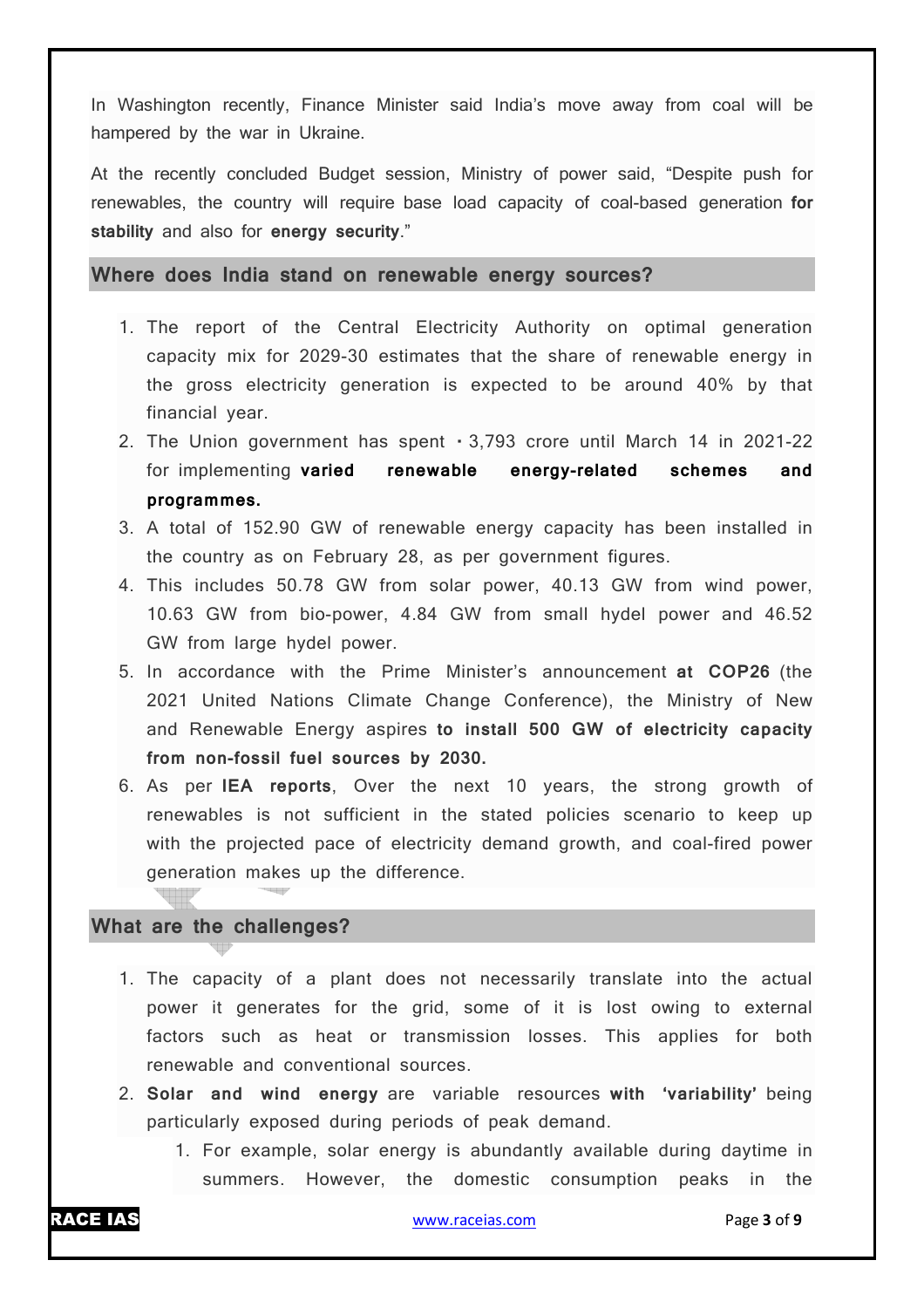In Washington recently, Finance Minister said India's move away from coal will be hampered by the war in Ukraine.

At the recently concluded Budget session, Ministry of power said, "Despite push for renewables, the country will require base load capacity of coal-based generation **for stability** and also for **energy security**."

## Where does India stand on renewable energy sources?

1. The report of the Central Electricity Authority on optimal generation capacity mix for 2029-30 estimates that the share of renewable energy in the gross electricity generation is expected to be around 40% by that financial year.
2. The Union government has spent ₹3,793 crore until March 14 in 2021-22 for implementing **varied renewable energy-related schemes and programmes.**
3. A total of 152.90 GW of renewable energy capacity has been installed in the country as on February 28, as per government figures.
4. This includes 50.78 GW from solar power, 40.13 GW from wind power, 10.63 GW from bio-power, 4.84 GW from small hydel power and 46.52 GW from large hydel power.
5. In accordance with the Prime Minister's announcement **at COP26** (the 2021 United Nations Climate Change Conference), the Ministry of New and Renewable Energy aspires **to install 500 GW of electricity capacity from non-fossil fuel sources by 2030.**
6. As per **IEA reports**, Over the next 10 years, the strong growth of renewables is not sufficient in the stated policies scenario to keep up with the projected pace of electricity demand growth, and coal-fired power generation makes up the difference.

## What are the challenges?

1. The capacity of a plant does not necessarily translate into the actual power it generates for the grid, some of it is lost owing to external factors such as heat or transmission losses. This applies for both renewable and conventional sources.
2. **Solar and wind energy** are variable resources **with 'variability'** being particularly exposed during periods of peak demand.
    1. For example, solar energy is abundantly available during daytime in summers. However, the domestic consumption peaks in the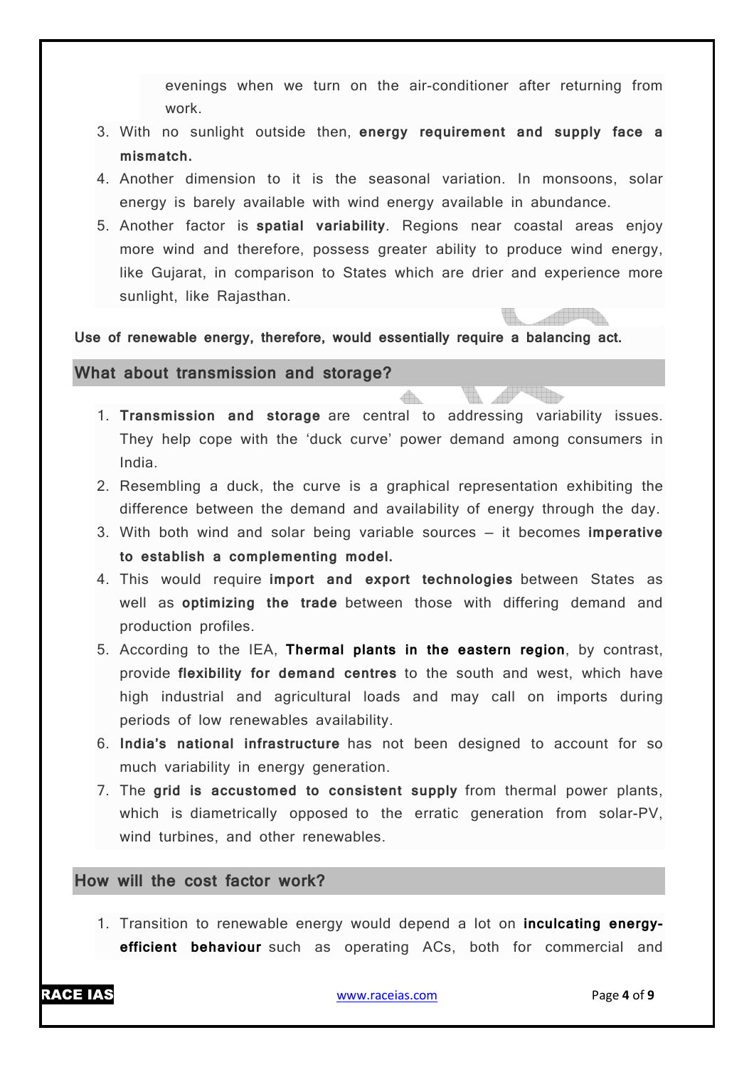evenings when we turn on the air-conditioner after returning from work.

3. With no sunlight outside then, **energy requirement and supply face a mismatch.**
4. Another dimension to it is the seasonal variation. In monsoons, solar energy is barely available with wind energy available in abundance.
5. Another factor is **spatial variability**. Regions near coastal areas enjoy more wind and therefore, possess greater ability to produce wind energy, like Gujarat, in comparison to States which are drier and experience more sunlight, like Rajasthan.

**Use of renewable energy, therefore, would essentially require a balancing act.**

## What about transmission and storage?

1. **Transmission and storage** are central to addressing variability issues. They help cope with the 'duck curve' power demand among consumers in India.
2. Resembling a duck, the curve is a graphical representation exhibiting the difference between the demand and availability of energy through the day.
3. With both wind and solar being variable sources – it becomes **imperative to establish a complementing model.**
4. This would require **import and export technologies** between States as well as **optimizing the trade** between those with differing demand and production profiles.
5. According to the IEA, **Thermal plants in the eastern region**, by contrast, provide **flexibility for demand centres** to the south and west, which have high industrial and agricultural loads and may call on imports during periods of low renewables availability.
6. **India's national infrastructure** has not been designed to account for so much variability in energy generation.
7. The **grid is accustomed to consistent supply** from thermal power plants, which is diametrically opposed to the erratic generation from solar-PV, wind turbines, and other renewables.

## How will the cost factor work?

1. Transition to renewable energy would depend a lot on **inculcating energy-efficient behaviour** such as operating ACs, both for commercial and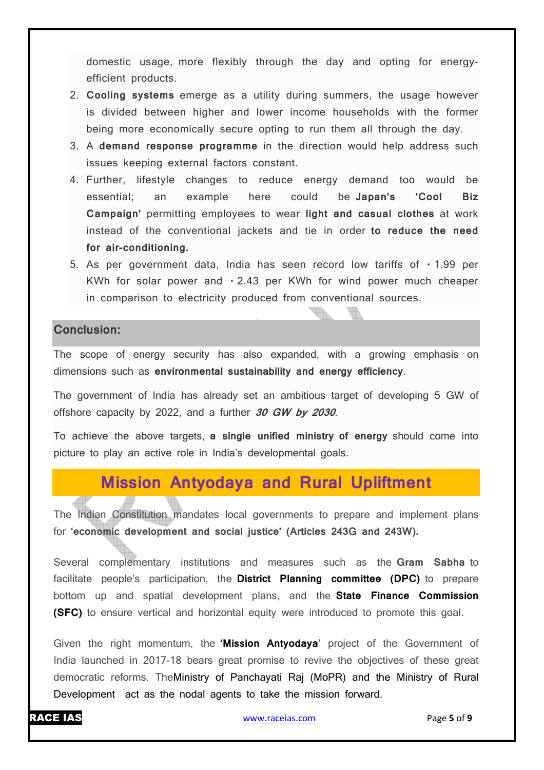domestic usage, more flexibly through the day and opting for energy-efficient products.

2. **Cooling systems** emerge as a utility during summers, the usage however is divided between higher and lower income households with the former being more economically secure opting to run them all through the day.
3. A **demand response programme** in the direction would help address such issues keeping external factors constant.
4. Further, lifestyle changes to reduce energy demand too would be essential; an example here could be **Japan's 'Cool Biz Campaign'** permitting employees to wear **light and casual clothes** at work instead of the conventional jackets and tie in order **to reduce the need for air-conditioning.**
5. As per government data, India has seen record low tariffs of ₹1.99 per KWh for solar power and ₹2.43 per KWh for wind power much cheaper in comparison to electricity produced from conventional sources.

## Conclusion:

The scope of energy security has also expanded, with a growing emphasis on dimensions such as **environmental sustainability and energy efficiency**.

The government of India has already set an ambitious target of developing 5 GW of offshore capacity by 2022, and a further ***30 GW by 2030***.

To achieve the above targets, **a single unified ministry of energy** should come into picture to play an active role in India's developmental goals.

# Mission Antyodaya and Rural Upliftment

The Indian Constitution mandates local governments to prepare and implement plans for **'economic development and social justice' (Articles 243G and 243W).**

Several complementary institutions and measures such as the **Gram Sabha** to facilitate people's participation, the **District Planning committee (DPC)** to prepare bottom up and spatial development plans, and the **State Finance Commission (SFC)** to ensure vertical and horizontal equity were introduced to promote this goal.

Given the right momentum, the **'Mission Antyodaya'** project of the Government of India launched in 2017-18 bears great promise to revive the objectives of these great democratic reforms. TheMinistry of Panchayati Raj (MoPR) and the Ministry of Rural Development act as the nodal agents to take the mission forward.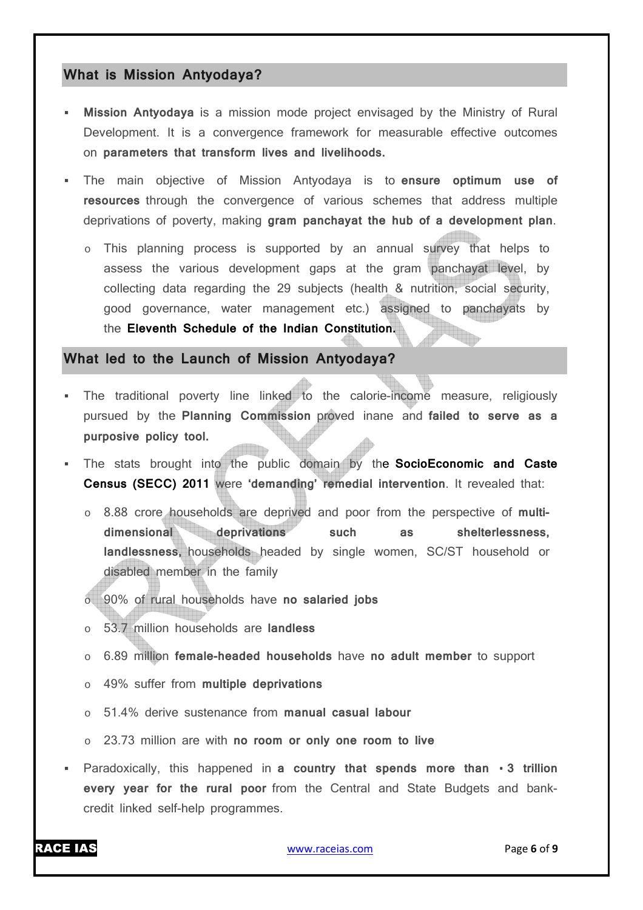## What is Mission Antyodaya?

- **Mission Antyodaya** is a mission mode project envisaged by the Ministry of Rural Development. It is a convergence framework for measurable effective outcomes on **parameters that transform lives and livelihoods.**
- The main objective of Mission Antyodaya is to **ensure optimum use of resources** through the convergence of various schemes that address multiple deprivations of poverty, making **gram panchayat the hub of a development plan**.
  - This planning process is supported by an annual survey that helps to assess the various development gaps at the gram panchayat level, by collecting data regarding the 29 subjects (health & nutrition, social security, good governance, water management etc.) assigned to panchayats by the **Eleventh Schedule of the Indian Constitution.**

## What led to the Launch of Mission Antyodaya?

- The traditional poverty line linked to the calorie-income measure, religiously pursued by the **Planning Commission** proved inane and **failed to serve as a purposive policy tool.**
- The stats brought into the public domain by the **SocioEconomic and Caste Census (SECC) 2011** were **'demanding' remedial intervention**. It revealed that:
  - 8.88 crore households are deprived and poor from the perspective of **multi-dimensional deprivations such as shelterlessness, landlessness,** households headed by single women, SC/ST household or disabled member in the family
  - 90% of rural households have **no salaried jobs**
  - 53.7 million households are **landless**
  - 6.89 million **female-headed households** have **no adult member** to support
  - 49% suffer from **multiple deprivations**
  - 51.4% derive sustenance from **manual casual labour**
  - 23.73 million are with **no room or only one room to live**
- Paradoxically, this happened in **a country that spends more than ₹3 trillion every year for the rural poor** from the Central and State Budgets and bank-credit linked self-help programmes.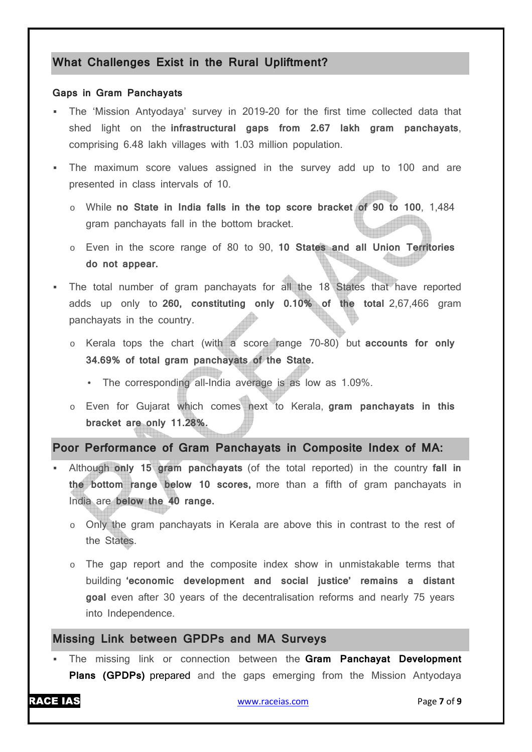## What Challenges Exist in the Rural Upliftment?

**Gaps in Gram Panchayats**

- The 'Mission Antyodaya' survey in 2019-20 for the first time collected data that shed light on the **infrastructural gaps from 2.67 lakh gram panchayats**, comprising 6.48 lakh villages with 1.03 million population.
- The maximum score values assigned in the survey add up to 100 and are presented in class intervals of 10.
  - While **no State in India falls in the top score bracket of 90 to 100**, 1,484 gram panchayats fall in the bottom bracket.
  - Even in the score range of 80 to 90, **10 States and all Union Territories do not appear.**
- The total number of gram panchayats for all the 18 States that have reported adds up only to **260, constituting only 0.10% of the total** 2,67,466 gram panchayats in the country.
  - Kerala tops the chart (with a score range 70-80) but **accounts for only 34.69% of total gram panchayats of the State.**
    - The corresponding all-India average is as low as 1.09%.
  - Even for Gujarat which comes next to Kerala, **gram panchayats in this bracket are only 11.28%.**

## Poor Performance of Gram Panchayats in Composite Index of MA:

- Although **only 15 gram panchayats** (of the total reported) in the country **fall in the bottom range below 10 scores,** more than a fifth of gram panchayats in India are **below the 40 range.**
  - Only the gram panchayats in Kerala are above this in contrast to the rest of the States.
  - The gap report and the composite index show in unmistakable terms that building **'economic development and social justice' remains a distant goal** even after 30 years of the decentralisation reforms and nearly 75 years into Independence.

## Missing Link between GPDPs and MA Surveys

- The missing link or connection between the **Gram Panchayat Development Plans (GPDPs)** prepared and the gaps emerging from the Mission Antyodaya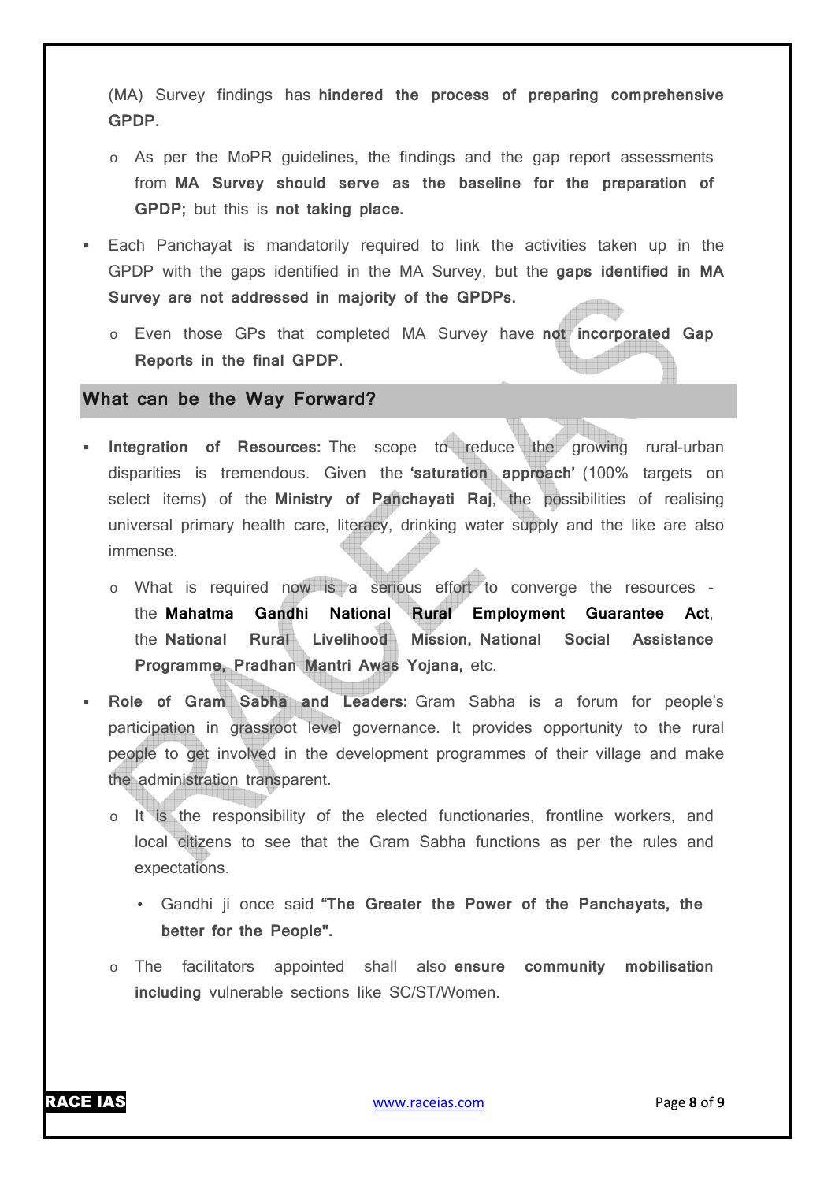(MA) Survey findings has **hindered the process of preparing comprehensive GPDP.**

- As per the MoPR guidelines, the findings and the gap report assessments from **MA Survey should serve as the baseline for the preparation of GPDP;** but this is **not taking place.**

- Each Panchayat is mandatorily required to link the activities taken up in the GPDP with the gaps identified in the MA Survey, but the **gaps identified in MA Survey are not addressed in majority of the GPDPs.**
  - Even those GPs that completed MA Survey have **not incorporated Gap Reports in the final GPDP.**

## What can be the Way Forward?

- **Integration of Resources:** The scope to reduce the growing rural-urban disparities is tremendous. Given the **'saturation approach'** (100% targets on select items) of the **Ministry of Panchayati Raj**, the possibilities of realising universal primary health care, literacy, drinking water supply and the like are also immense.
  - What is required now is a serious effort to converge the resources - the **Mahatma Gandhi National Rural Employment Guarantee Act**, the **National Rural Livelihood Mission, National Social Assistance Programme, Pradhan Mantri Awas Yojana,** etc.
- **Role of Gram Sabha and Leaders:** Gram Sabha is a forum for people's participation in grassroot level governance. It provides opportunity to the rural people to get involved in the development programmes of their village and make the administration transparent.
  - It is the responsibility of the elected functionaries, frontline workers, and local citizens to see that the Gram Sabha functions as per the rules and expectations.
    - Gandhi ji once said **"The Greater the Power of the Panchayats, the better for the People".**
  - The facilitators appointed shall also **ensure community mobilisation including** vulnerable sections like SC/ST/Women.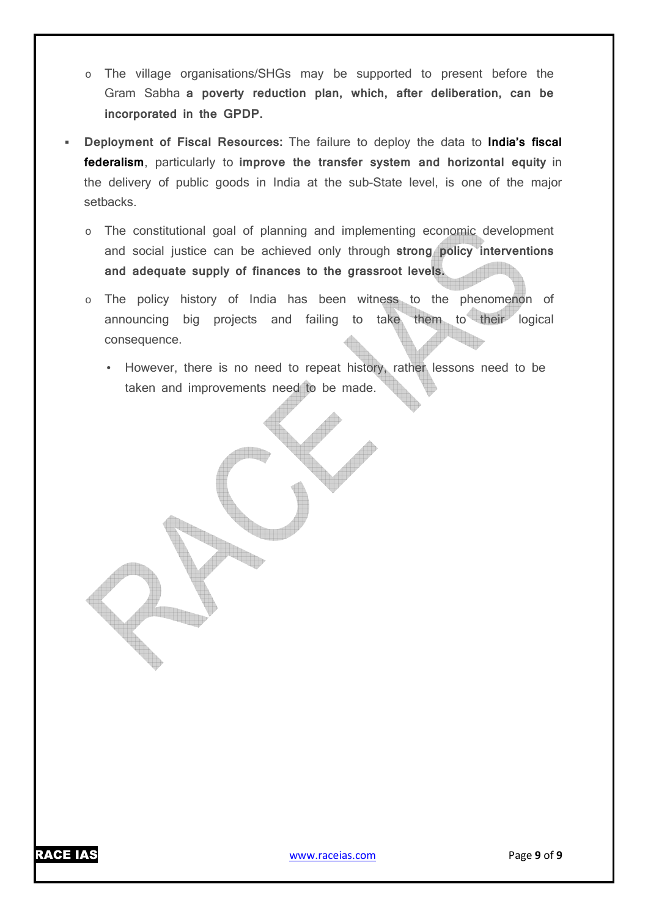- The village organisations/SHGs may be supported to present before the Gram Sabha **a poverty reduction plan, which, after deliberation, can be incorporated in the GPDP.**

- **Deployment of Fiscal Resources:** The failure to deploy the data to **India's fiscal federalism**, particularly to **improve the transfer system and horizontal equity** in the delivery of public goods in India at the sub-State level, is one of the major setbacks.
  - The constitutional goal of planning and implementing economic development and social justice can be achieved only through **strong policy interventions and adequate supply of finances to the grassroot levels.**
  - The policy history of India has been witness to the phenomenon of announcing big projects and failing to take them to their logical consequence.
    - However, there is no need to repeat history, rather lessons need to be taken and improvements need to be made.